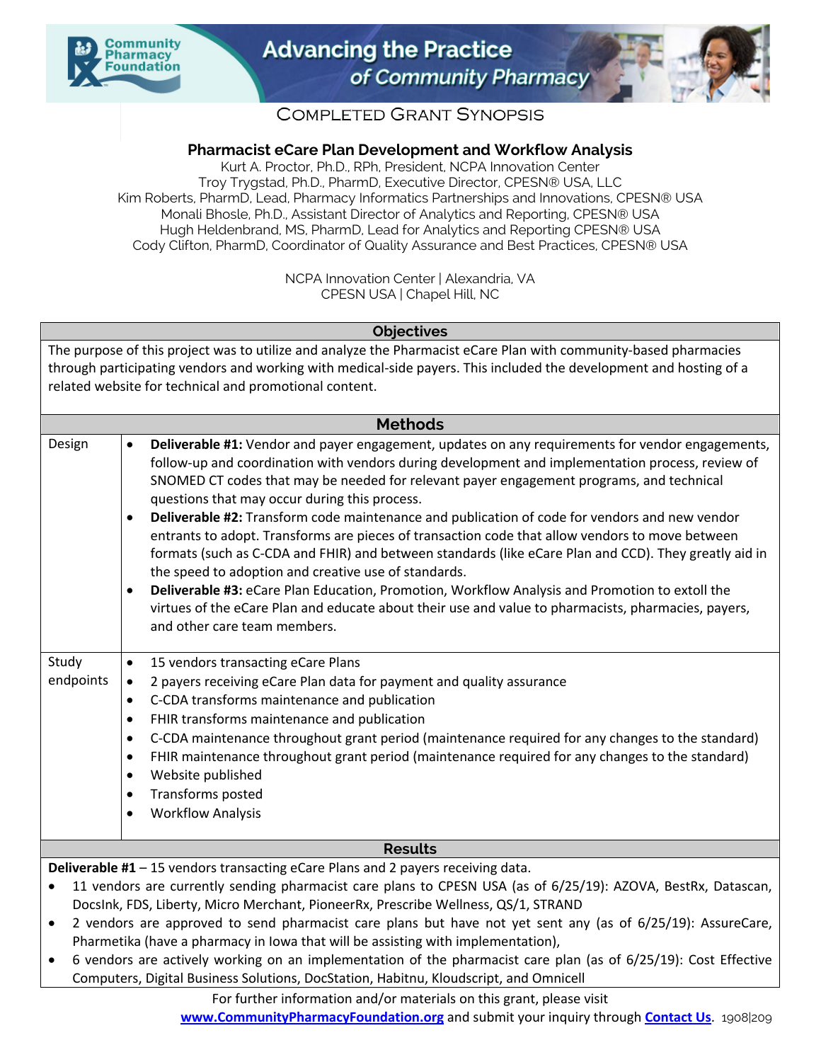# Completed Grant Synopsis

## Pharmacist eCare Plan Development and Workflow Analysis

Kurt A. Proctor, Ph.D., RPh, President, NCPA Innovation Center
Troy Trygstad, Ph.D., PharmD, Executive Director, CPESN® USA, LLC
Kim Roberts, PharmD, Lead, Pharmacy Informatics Partnerships and Innovations, CPESN® USA
Monali Bhosle, Ph.D., Assistant Director of Analytics and Reporting, CPESN® USA
Hugh Heldenbrand, MS, PharmD, Lead for Analytics and Reporting CPESN® USA
Cody Clifton, PharmD, Coordinator of Quality Assurance and Best Practices, CPESN® USA

NCPA Innovation Center | Alexandria, VA
CPESN USA | Chapel Hill, NC

### Objectives

The purpose of this project was to utilize and analyze the Pharmacist eCare Plan with community-based pharmacies through participating vendors and working with medical-side payers. This included the development and hosting of a related website for technical and promotional content.

### Methods

**Design**

- **Deliverable #1:** Vendor and payer engagement, updates on any requirements for vendor engagements, follow-up and coordination with vendors during development and implementation process, review of SNOMED CT codes that may be needed for relevant payer engagement programs, and technical questions that may occur during this process.
- **Deliverable #2:** Transform code maintenance and publication of code for vendors and new vendor entrants to adopt. Transforms are pieces of transaction code that allow vendors to move between formats (such as C-CDA and FHIR) and between standards (like eCare Plan and CCD). They greatly aid in the speed to adoption and creative use of standards.
- **Deliverable #3:** eCare Plan Education, Promotion, Workflow Analysis and Promotion to extoll the virtues of the eCare Plan and educate about their use and value to pharmacists, pharmacies, payers, and other care team members.

**Study endpoints**

- 15 vendors transacting eCare Plans
- 2 payers receiving eCare Plan data for payment and quality assurance
- C-CDA transforms maintenance and publication
- FHIR transforms maintenance and publication
- C-CDA maintenance throughout grant period (maintenance required for any changes to the standard)
- FHIR maintenance throughout grant period (maintenance required for any changes to the standard)
- Website published
- Transforms posted
- Workflow Analysis

### Results

**Deliverable #1** – 15 vendors transacting eCare Plans and 2 payers receiving data.

- 11 vendors are currently sending pharmacist care plans to CPESN USA (as of 6/25/19): AZOVA, BestRx, Datascan, DocsInk, FDS, Liberty, Micro Merchant, PioneerRx, Prescribe Wellness, QS/1, STRAND
- 2 vendors are approved to send pharmacist care plans but have not yet sent any (as of 6/25/19): AssureCare, Pharmetika (have a pharmacy in Iowa that will be assisting with implementation),
- 6 vendors are actively working on an implementation of the pharmacist care plan (as of 6/25/19): Cost Effective Computers, Digital Business Solutions, DocStation, Habitnu, Kloudscript, and Omnicell

For further information and/or materials on this grant, please visit **www.CommunityPharmacyFoundation.org** and submit your inquiry through **Contact Us**. 1908|209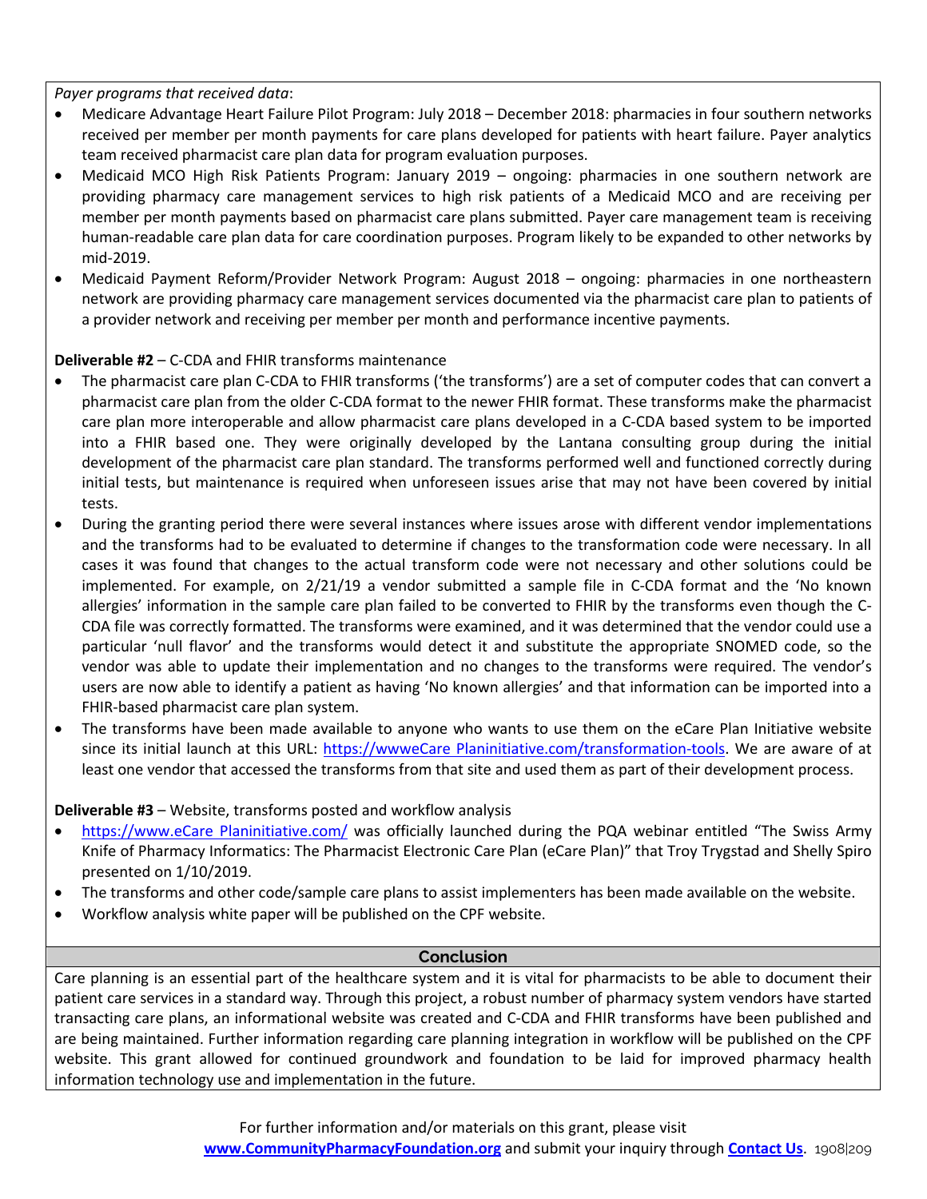*Payer programs that received data*:

- Medicare Advantage Heart Failure Pilot Program: July 2018 – December 2018: pharmacies in four southern networks received per member per month payments for care plans developed for patients with heart failure. Payer analytics team received pharmacist care plan data for program evaluation purposes.
- Medicaid MCO High Risk Patients Program: January 2019 – ongoing: pharmacies in one southern network are providing pharmacy care management services to high risk patients of a Medicaid MCO and are receiving per member per month payments based on pharmacist care plans submitted. Payer care management team is receiving human-readable care plan data for care coordination purposes. Program likely to be expanded to other networks by mid-2019.
- Medicaid Payment Reform/Provider Network Program: August 2018 – ongoing: pharmacies in one northeastern network are providing pharmacy care management services documented via the pharmacist care plan to patients of a provider network and receiving per member per month and performance incentive payments.

**Deliverable #2** – C-CDA and FHIR transforms maintenance

- The pharmacist care plan C-CDA to FHIR transforms ('the transforms') are a set of computer codes that can convert a pharmacist care plan from the older C-CDA format to the newer FHIR format. These transforms make the pharmacist care plan more interoperable and allow pharmacist care plans developed in a C-CDA based system to be imported into a FHIR based one. They were originally developed by the Lantana consulting group during the initial development of the pharmacist care plan standard. The transforms performed well and functioned correctly during initial tests, but maintenance is required when unforeseen issues arise that may not have been covered by initial tests.
- During the granting period there were several instances where issues arose with different vendor implementations and the transforms had to be evaluated to determine if changes to the transformation code were necessary. In all cases it was found that changes to the actual transform code were not necessary and other solutions could be implemented. For example, on 2/21/19 a vendor submitted a sample file in C-CDA format and the 'No known allergies' information in the sample care plan failed to be converted to FHIR by the transforms even though the C-CDA file was correctly formatted. The transforms were examined, and it was determined that the vendor could use a particular 'null flavor' and the transforms would detect it and substitute the appropriate SNOMED code, so the vendor was able to update their implementation and no changes to the transforms were required. The vendor's users are now able to identify a patient as having 'No known allergies' and that information can be imported into a FHIR-based pharmacist care plan system.
- The transforms have been made available to anyone who wants to use them on the eCare Plan Initiative website since its initial launch at this URL: https://wwweCare Planinitiative.com/transformation-tools. We are aware of at least one vendor that accessed the transforms from that site and used them as part of their development process.

**Deliverable #3** – Website, transforms posted and workflow analysis

- https://www.eCare Planinitiative.com/ was officially launched during the PQA webinar entitled "The Swiss Army Knife of Pharmacy Informatics: The Pharmacist Electronic Care Plan (eCare Plan)" that Troy Trygstad and Shelly Spiro presented on 1/10/2019.
- The transforms and other code/sample care plans to assist implementers has been made available on the website.
- Workflow analysis white paper will be published on the CPF website.

## Conclusion

Care planning is an essential part of the healthcare system and it is vital for pharmacists to be able to document their patient care services in a standard way. Through this project, a robust number of pharmacy system vendors have started transacting care plans, an informational website was created and C-CDA and FHIR transforms have been published and are being maintained. Further information regarding care planning integration in workflow will be published on the CPF website. This grant allowed for continued groundwork and foundation to be laid for improved pharmacy health information technology use and implementation in the future.

For further information and/or materials on this grant, please visit **www.CommunityPharmacyFoundation.org** and submit your inquiry through **Contact Us**. 1908|209